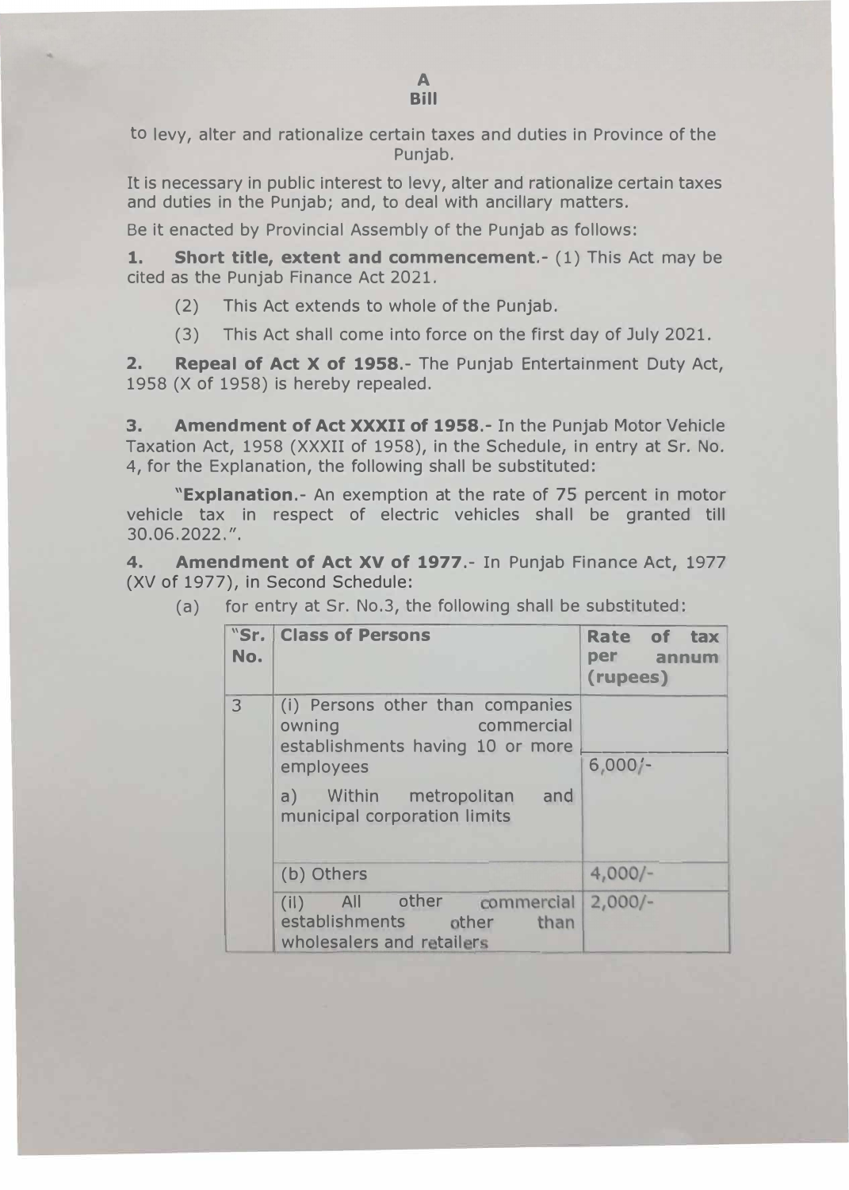# A
# Bill

to levy, alter and rationalize certain taxes and duties in Province of the Punjab.

It is necessary in public interest to levy, alter and rationalize certain taxes and duties in the Punjab; and, to deal with ancillary matters.

Be it enacted by Provincial Assembly of the Punjab as follows:

**1. Short title, extent and commencement**.- (1) This Act may be cited as the Punjab Finance Act 2021.

(2) This Act extends to whole of the Punjab.

(3) This Act shall come into force on the first day of July 2021.

**2. Repeal of Act X of 1958**.- The Punjab Entertainment Duty Act, 1958 (X of 1958) is hereby repealed.

**3. Amendment of Act XXXII of 1958**.- In the Punjab Motor Vehicle Taxation Act, 1958 (XXXII of 1958), in the Schedule, in entry at Sr. No. 4, for the Explanation, the following shall be substituted:

"**Explanation**.- An exemption at the rate of 75 percent in motor vehicle tax in respect of electric vehicles shall be granted till 30.06.2022.".

**4. Amendment of Act XV of 1977**.- In Punjab Finance Act, 1977 (XV of 1977), in Second Schedule:

(a) for entry at Sr. No.3, the following shall be substituted:

| "Sr. No. | Class of Persons | Rate of tax per annum (rupees) |
|---|---|---|
| 3 | (i) Persons other than companies owning commercial establishments having 10 or more employees | |
| | a) Within metropolitan and municipal corporation limits | 6,000/- |
| | (b) Others | 4,000/- |
| | (ii) All other commercial establishments other than wholesalers and retailers | 2,000/- |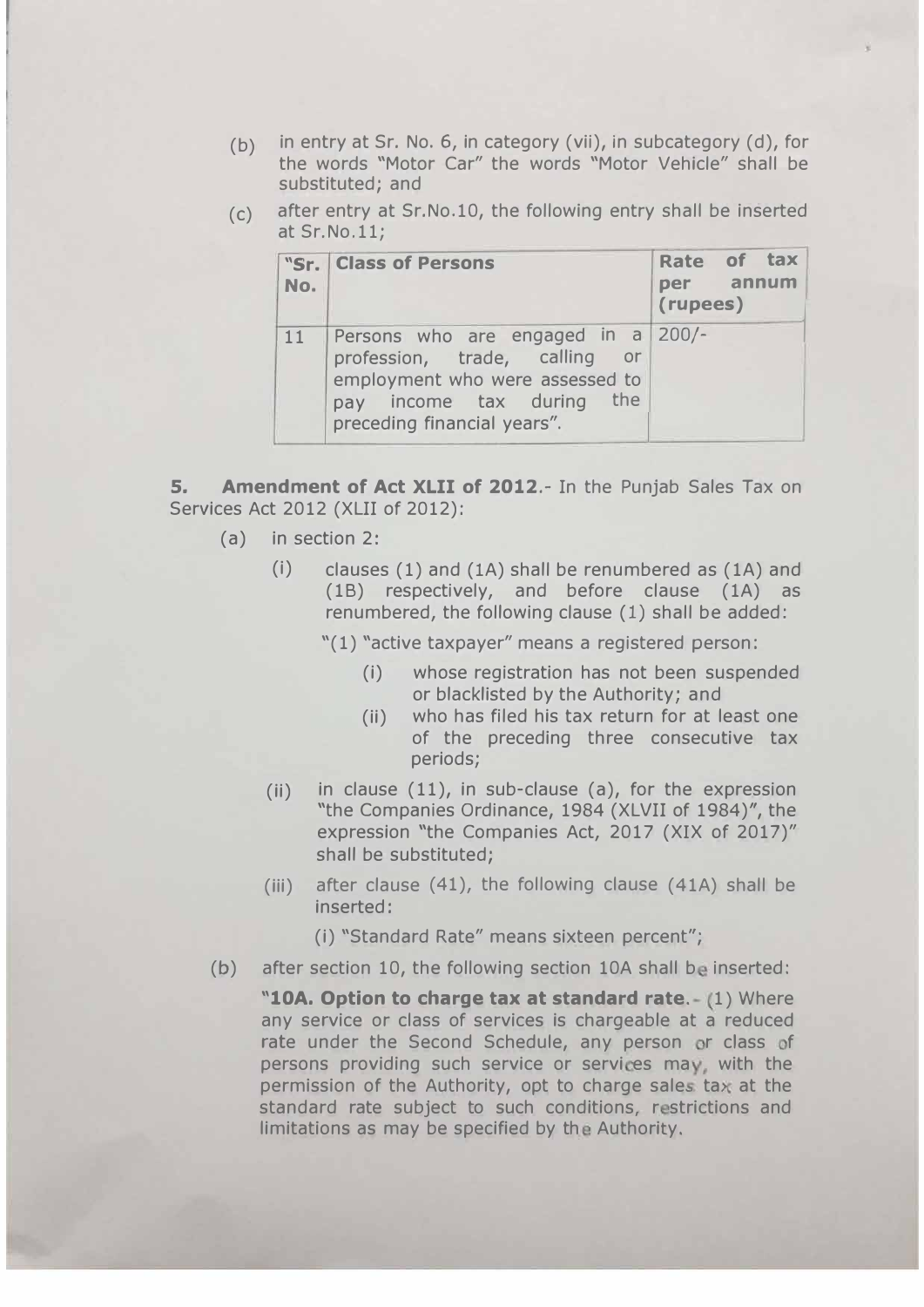(b) in entry at Sr. No. 6, in category (vii), in subcategory (d), for the words "Motor Car" the words "Motor Vehicle" shall be substituted; and

(c) after entry at Sr.No.10, the following entry shall be inserted at Sr.No.11;

| "Sr. No. | Class of Persons | Rate of tax per annum (rupees) |
|---|---|---|
| 11 | Persons who are engaged in a profession, trade, calling or employment who were assessed to pay income tax during the preceding financial years". | 200/- |

**5. Amendment of Act XLII of 2012**.- In the Punjab Sales Tax on Services Act 2012 (XLII of 2012):

(a) in section 2:

(i) clauses (1) and (1A) shall be renumbered as (1A) and (1B) respectively, and before clause (1A) as renumbered, the following clause (1) shall be added:

"(1) "active taxpayer" means a registered person:

(i) whose registration has not been suspended or blacklisted by the Authority; and

(ii) who has filed his tax return for at least one of the preceding three consecutive tax periods;

(ii) in clause (11), in sub-clause (a), for the expression "the Companies Ordinance, 1984 (XLVII of 1984)", the expression "the Companies Act, 2017 (XIX of 2017)" shall be substituted;

(iii) after clause (41), the following clause (41A) shall be inserted:

(i) "Standard Rate" means sixteen percent";

(b) after section 10, the following section 10A shall be inserted:

**"10A. Option to charge tax at standard rate**.- (1) Where any service or class of services is chargeable at a reduced rate under the Second Schedule, any person or class of persons providing such service or services may, with the permission of the Authority, opt to charge sales tax at the standard rate subject to such conditions, restrictions and limitations as may be specified by the Authority.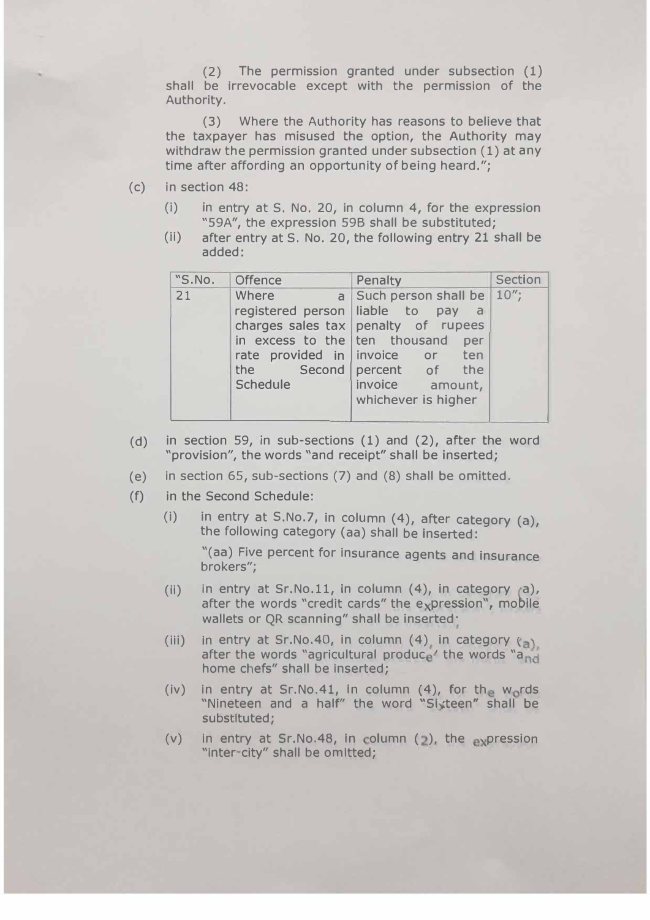(2) The permission granted under subsection (1) shall be irrevocable except with the permission of the Authority.

(3) Where the Authority has reasons to believe that the taxpayer has misused the option, the Authority may withdraw the permission granted under subsection (1) at any time after affording an opportunity of being heard.";

(c) in section 48:

(i) in entry at S. No. 20, in column 4, for the expression "59A", the expression 59B shall be substituted;

(ii) after entry at S. No. 20, the following entry 21 shall be added:

| "S.No. | Offence | Penalty | Section |
|---|---|---|---|
| 21 | Where a registered person charges sales tax in excess to the rate provided in the Second Schedule | Such person shall be liable to pay a penalty of rupees ten thousand per invoice or ten percent of the invoice amount, whichever is higher | 10"; |

(d) in section 59, in sub-sections (1) and (2), after the word "provision", the words "and receipt" shall be inserted;

(e) in section 65, sub-sections (7) and (8) shall be omitted.

(f) in the Second Schedule:

(i) in entry at S.No.7, in column (4), after category (a), the following category (aa) shall be inserted:

"(aa) Five percent for insurance agents and insurance brokers";

(ii) in entry at Sr.No.11, in column (4), in category (a), after the words "credit cards" the expression", mobile wallets or QR scanning" shall be inserted;

(iii) in entry at Sr.No.40, in column (4), in category (a), after the words "agricultural produce' the words "and home chefs" shall be inserted;

(iv) in entry at Sr.No.41, in column (4), for the words "Nineteen and a half" the word "Sixteen" shall be substituted;

(v) in entry at Sr.No.48, in column (2), the expression "inter-city" shall be omitted;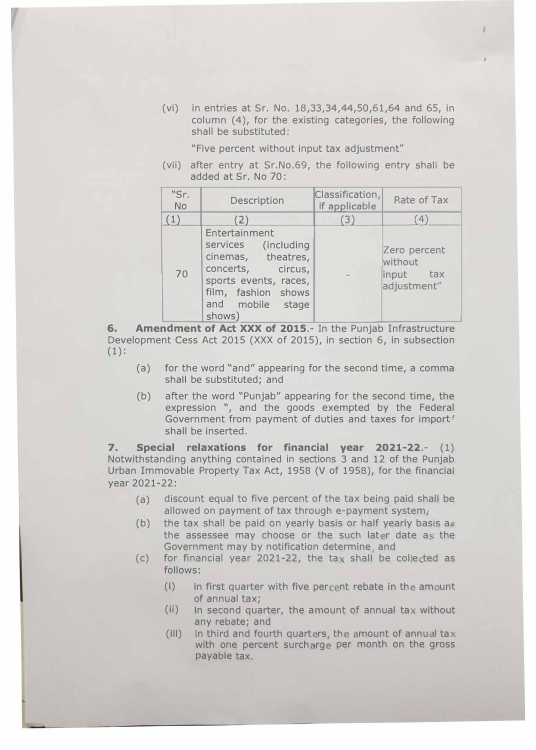(vi) in entries at Sr. No. 18,33,34,44,50,61,64 and 65, in column (4), for the existing categories, the following shall be substituted:

"Five percent without input tax adjustment"

(vii) after entry at Sr.No.69, the following entry shall be added at Sr. No 70:

| "Sr. No | Description | Classification, if applicable | Rate of Tax |
|---|---|---|---|
| (1) | (2) | (3) | (4) |
| 70 | Entertainment services (including cinemas, theatres, concerts, circus, sports events, races, film, fashion shows and mobile stage shows) | - | Zero percent without input tax adjustment" |

**6. Amendment of Act XXX of 2015**.- In the Punjab Infrastructure Development Cess Act 2015 (XXX of 2015), in section 6, in subsection (1):

(a) for the word "and" appearing for the second time, a comma shall be substituted; and

(b) after the word "Punjab" appearing for the second time, the expression ", and the goods exempted by the Federal Government from payment of duties and taxes for import' shall be inserted.

**7. Special relaxations for financial year 2021-22**.- (1) Notwithstanding anything contained in sections 3 and 12 of the Punjab Urban Immovable Property Tax Act, 1958 (V of 1958), for the financial year 2021-22:

(a) discount equal to five percent of the tax being paid shall be allowed on payment of tax through e-payment system;

(b) the tax shall be paid on yearly basis or half yearly basis as the assessee may choose or the such later date as the Government may by notification determine, and

(c) for financial year 2021-22, the tax shall be collected as follows:

(I) in first quarter with five percent rebate in the amount of annual tax;

(ii) in second quarter, the amount of annual tax without any rebate; and

(III) in third and fourth quarters, the amount of annual tax with one percent surcharge per month on the gross payable tax.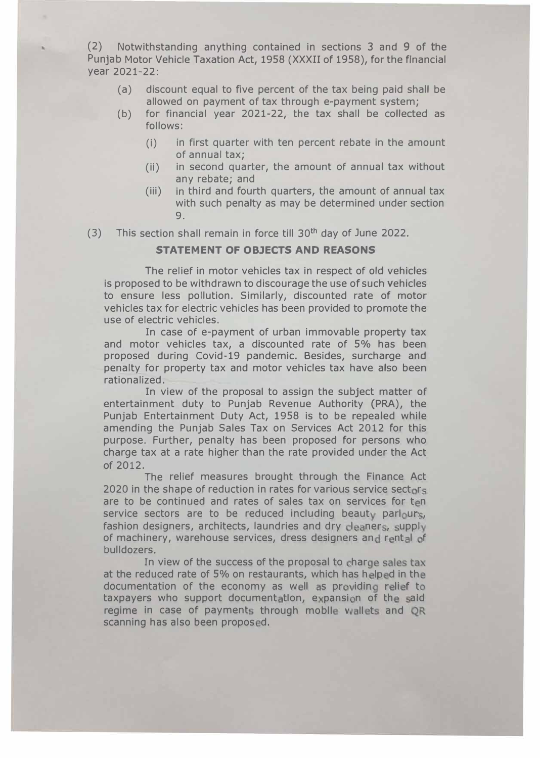(2) Notwithstanding anything contained in sections 3 and 9 of the Punjab Motor Vehicle Taxation Act, 1958 (XXXII of 1958), for the financial year 2021-22:

- (a) discount equal to five percent of the tax being paid shall be allowed on payment of tax through e-payment system;
- (b) for financial year 2021-22, the tax shall be collected as follows:
  - (i) in first quarter with ten percent rebate in the amount of annual tax;
  - (ii) in second quarter, the amount of annual tax without any rebate; and
  - (iii) in third and fourth quarters, the amount of annual tax with such penalty as may be determined under section 9.

(3) This section shall remain in force till 30th day of June 2022.

## STATEMENT OF OBJECTS AND REASONS

The relief in motor vehicles tax in respect of old vehicles is proposed to be withdrawn to discourage the use of such vehicles to ensure less pollution. Similarly, discounted rate of motor vehicles tax for electric vehicles has been provided to promote the use of electric vehicles.

In case of e-payment of urban immovable property tax and motor vehicles tax, a discounted rate of 5% has been proposed during Covid-19 pandemic. Besides, surcharge and penalty for property tax and motor vehicles tax have also been rationalized.

In view of the proposal to assign the subject matter of entertainment duty to Punjab Revenue Authority (PRA), the Punjab Entertainment Duty Act, 1958 is to be repealed while amending the Punjab Sales Tax on Services Act 2012 for this purpose. Further, penalty has been proposed for persons who charge tax at a rate higher than the rate provided under the Act of 2012.

The relief measures brought through the Finance Act 2020 in the shape of reduction in rates for various service sectors are to be continued and rates of sales tax on services for ten service sectors are to be reduced including beauty parlours, fashion designers, architects, laundries and dry cleaners, supply of machinery, warehouse services, dress designers and rental of bulldozers.

In view of the success of the proposal to charge sales tax at the reduced rate of 5% on restaurants, which has helped in the documentation of the economy as well as providing relief to taxpayers who support documentation, expansion of the said regime in case of payments through mobile wallets and QR scanning has also been proposed.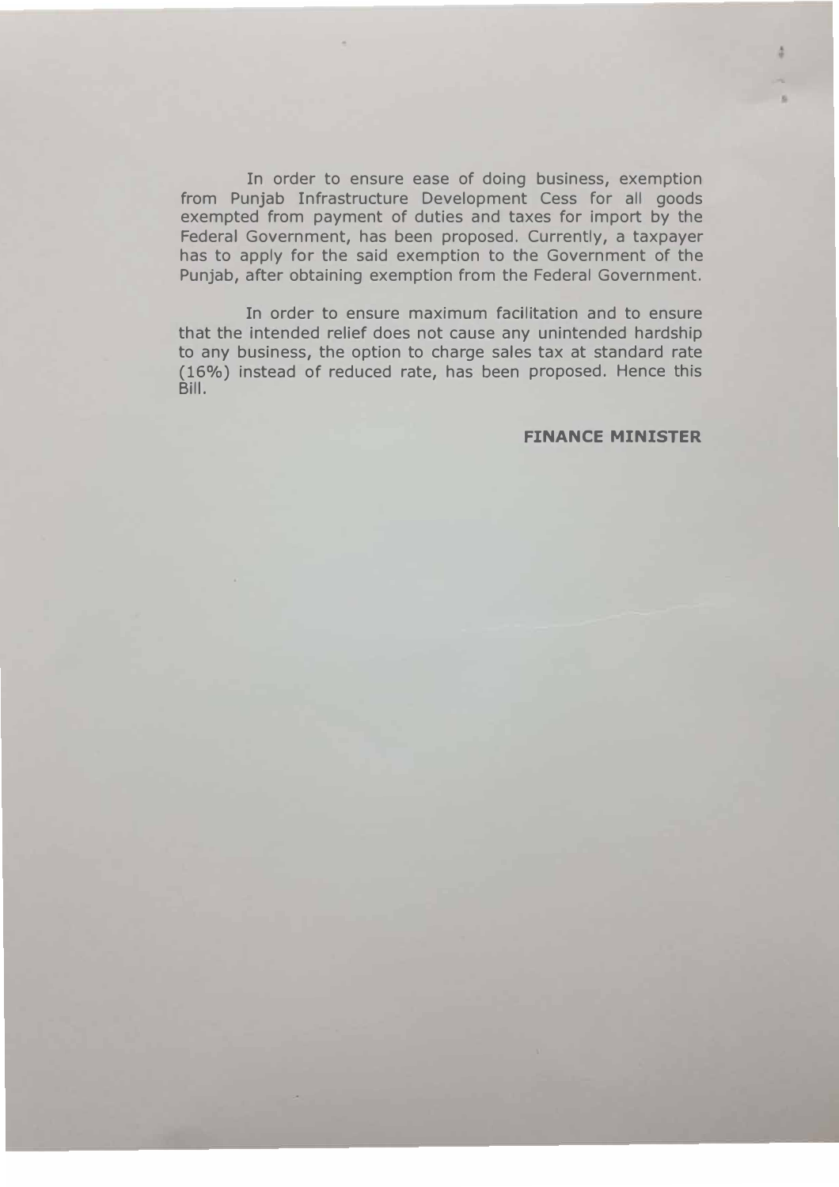In order to ensure ease of doing business, exemption from Punjab Infrastructure Development Cess for all goods exempted from payment of duties and taxes for import by the Federal Government, has been proposed. Currently, a taxpayer has to apply for the said exemption to the Government of the Punjab, after obtaining exemption from the Federal Government.

In order to ensure maximum facilitation and to ensure that the intended relief does not cause any unintended hardship to any business, the option to charge sales tax at standard rate (16%) instead of reduced rate, has been proposed. Hence this Bill.

**FINANCE MINISTER**